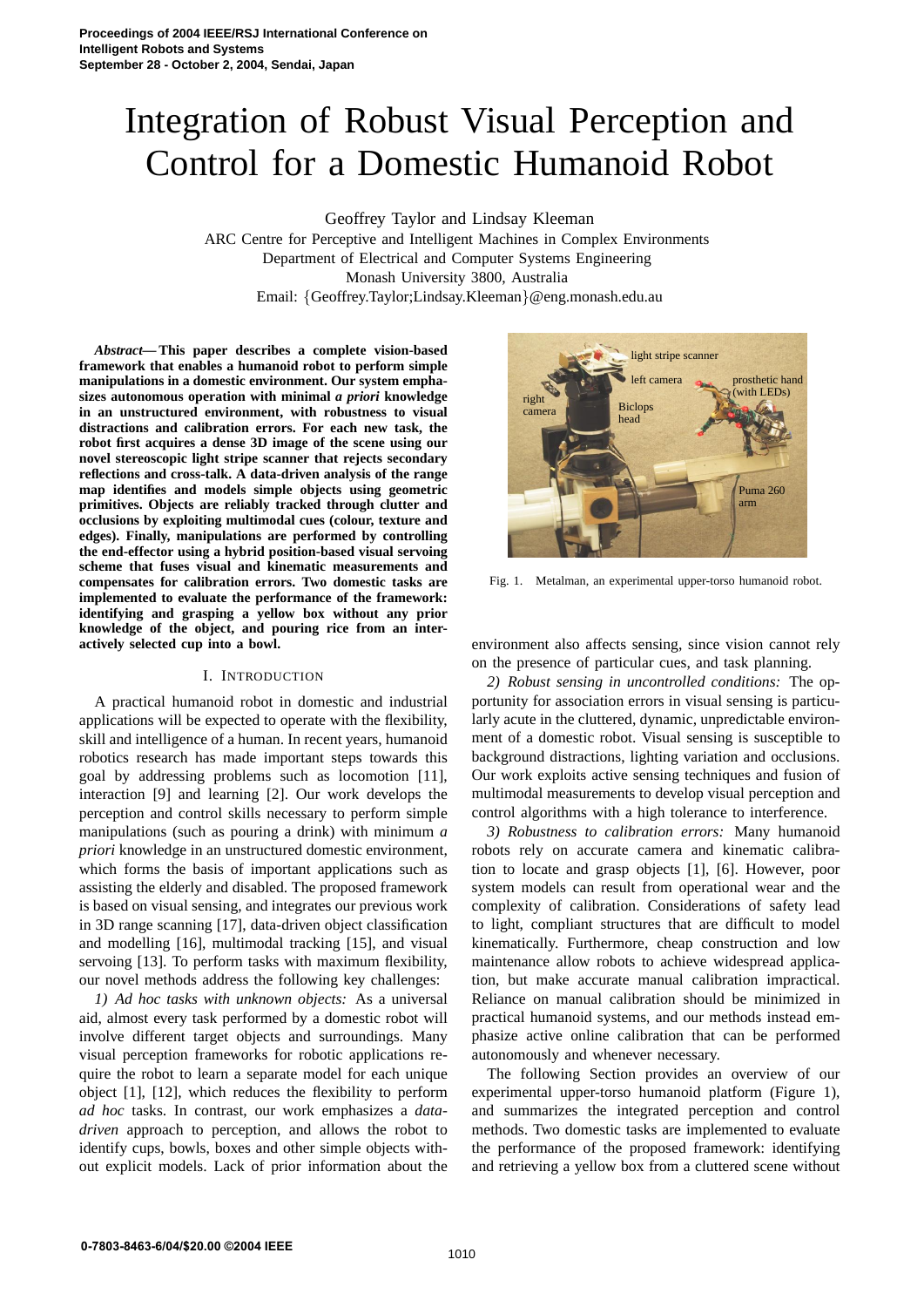Proceedings of 2004 IEEE/RSJ International Conference on Intelligent Robots and Systems
September 28 - October 2, 2004, Sendai, Japan

# Integration of Robust Visual Perception and Control for a Domestic Humanoid Robot

Geoffrey Taylor and Lindsay Kleeman
ARC Centre for Perceptive and Intelligent Machines in Complex Environments
Department of Electrical and Computer Systems Engineering
Monash University 3800, Australia
Email: {Geoffrey.Taylor;Lindsay.Kleeman}@eng.monash.edu.au

***Abstract*— This paper describes a complete vision-based framework that enables a humanoid robot to perform simple manipulations in a domestic environment. Our system emphasizes autonomous operation with minimal *a priori* knowledge in an unstructured environment, with robustness to visual distractions and calibration errors. For each new task, the robot first acquires a dense 3D image of the scene using our novel stereoscopic light stripe scanner that rejects secondary reflections and cross-talk. A data-driven analysis of the range map identifies and models simple objects using geometric primitives. Objects are reliably tracked through clutter and occlusions by exploiting multimodal cues (colour, texture and edges). Finally, manipulations are performed by controlling the end-effector using a hybrid position-based visual servoing scheme that fuses visual and kinematic measurements and compensates for calibration errors. Two domestic tasks are implemented to evaluate the performance of the framework: identifying and grasping a yellow box without any prior knowledge of the object, and pouring rice from an interactively selected cup into a bowl.**

## I. Introduction

A practical humanoid robot in domestic and industrial applications will be expected to operate with the flexibility, skill and intelligence of a human. In recent years, humanoid robotics research has made important steps towards this goal by addressing problems such as locomotion [11], interaction [9] and learning [2]. Our work develops the perception and control skills necessary to perform simple manipulations (such as pouring a drink) with minimum *a priori* knowledge in an unstructured domestic environment, which forms the basis of important applications such as assisting the elderly and disabled. The proposed framework is based on visual sensing, and integrates our previous work in 3D range scanning [17], data-driven object classification and modelling [16], multimodal tracking [15], and visual servoing [13]. To perform tasks with maximum flexibility, our novel methods address the following key challenges:

*1) Ad hoc tasks with unknown objects:* As a universal aid, almost every task performed by a domestic robot will involve different target objects and surroundings. Many visual perception frameworks for robotic applications require the robot to learn a separate model for each unique object [1], [12], which reduces the flexibility to perform *ad hoc* tasks. In contrast, our work emphasizes a *data-driven* approach to perception, and allows the robot to identify cups, bowls, boxes and other simple objects without explicit models. Lack of prior information about the environment also affects sensing, since vision cannot rely on the presence of particular cues, and task planning.

light stripe scanner
left camera
right camera
Biclops head
prosthetic hand (with LEDs)
Puma 260 arm

Fig. 1. Metalman, an experimental upper-torso humanoid robot.

*2) Robust sensing in uncontrolled conditions:* The opportunity for association errors in visual sensing is particularly acute in the cluttered, dynamic, unpredictable environment of a domestic robot. Visual sensing is susceptible to background distractions, lighting variation and occlusions. Our work exploits active sensing techniques and fusion of multimodal measurements to develop visual perception and control algorithms with a high tolerance to interference.

*3) Robustness to calibration errors:* Many humanoid robots rely on accurate camera and kinematic calibration to locate and grasp objects [1], [6]. However, poor system models can result from operational wear and the complexity of calibration. Considerations of safety lead to light, compliant structures that are difficult to model kinematically. Furthermore, cheap construction and low maintenance allow robots to achieve widespread application, but make accurate manual calibration impractical. Reliance on manual calibration should be minimized in practical humanoid systems, and our methods instead emphasize active online calibration that can be performed autonomously and whenever necessary.

The following Section provides an overview of our experimental upper-torso humanoid platform (Figure 1), and summarizes the integrated perception and control methods. Two domestic tasks are implemented to evaluate the performance of the proposed framework: identifying and retrieving a yellow box from a cluttered scene without

0-7803-8463-6/04/$20.00 ©2004 IEEE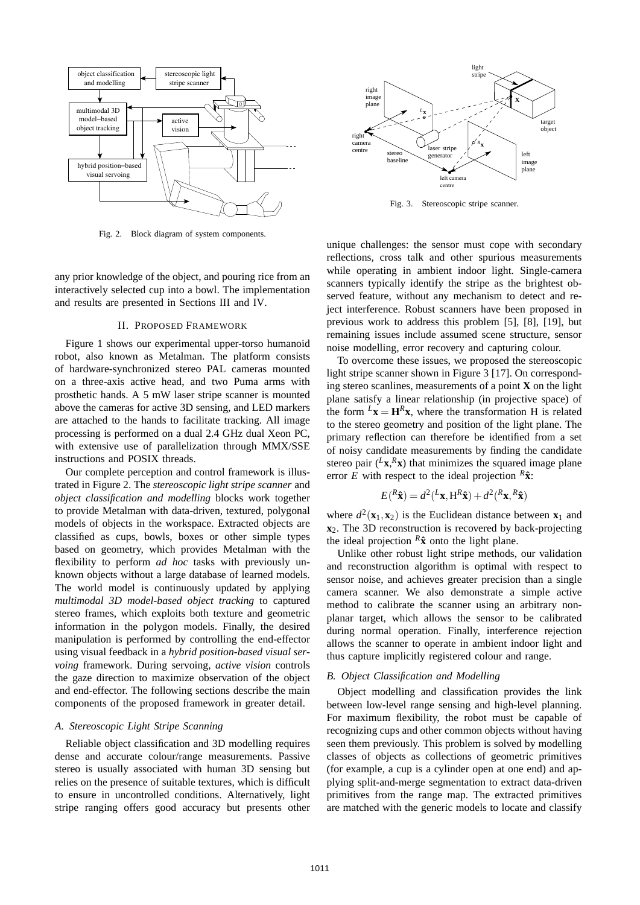Fig. 2. Block diagram of system components.

Fig. 3. Stereoscopic stripe scanner.

any prior knowledge of the object, and pouring rice from an interactively selected cup into a bowl. The implementation and results are presented in Sections III and IV.

## II. Proposed Framework

Figure 1 shows our experimental upper-torso humanoid robot, also known as Metalman. The platform consists of hardware-synchronized stereo PAL cameras mounted on a three-axis active head, and two Puma arms with prosthetic hands. A 5 mW laser stripe scanner is mounted above the cameras for active 3D sensing, and LED markers are attached to the hands to facilitate tracking. All image processing is performed on a dual 2.4 GHz dual Xeon PC, with extensive use of parallelization through MMX/SSE instructions and POSIX threads.

Our complete perception and control framework is illustrated in Figure 2. The *stereoscopic light stripe scanner* and *object classification and modelling* blocks work together to provide Metalman with data-driven, textured, polygonal models of objects in the workspace. Extracted objects are classified as cups, bowls, boxes or other simple types based on geometry, which provides Metalman with the flexibility to perform *ad hoc* tasks with previously unknown objects without a large database of learned models. The world model is continuously updated by applying *multimodal 3D model-based object tracking* to captured stereo frames, which exploits both texture and geometric information in the polygon models. Finally, the desired manipulation is performed by controlling the end-effector using visual feedback in a *hybrid position-based visual servoing* framework. During servoing, *active vision* controls the gaze direction to maximize observation of the object and end-effector. The following sections describe the main components of the proposed framework in greater detail.

### A. Stereoscopic Light Stripe Scanning

Reliable object classification and 3D modelling requires dense and accurate colour/range measurements. Passive stereo is usually associated with human 3D sensing but relies on the presence of suitable textures, which is difficult to ensure in uncontrolled conditions. Alternatively, light stripe ranging offers good accuracy but presents other unique challenges: the sensor must cope with secondary reflections, cross talk and other spurious measurements while operating in ambient indoor light. Single-camera scanners typically identify the stripe as the brightest observed feature, without any mechanism to detect and reject interference. Robust scanners have been proposed in previous work to address this problem [5], [8], [19], but remaining issues include assumed scene structure, sensor noise modelling, error recovery and capturing colour.

To overcome these issues, we proposed the stereoscopic light stripe scanner shown in Figure 3 [17]. On corresponding stereo scanlines, measurements of a point $\mathbf{X}$ on the light plane satisfy a linear relationship (in projective space) of the form ${}^{L}\mathbf{x} = \mathbf{H}{}^{R}\mathbf{x}$, where the transformation H is related to the stereo geometry and position of the light plane. The primary reflection can therefore be identified from a set of noisy candidate measurements by finding the candidate stereo pair $({}^{L}\mathbf{x}, {}^{R}\mathbf{x})$ that minimizes the squared image plane error $E$ with respect to the ideal projection ${}^{R}\hat{\mathbf{x}}$:

$$E({}^{R}\hat{\mathbf{x}}) = d^2({}^{L}\mathbf{x}, \mathrm{H}{}^{R}\hat{\mathbf{x}}) + d^2({}^{R}\mathbf{x}, {}^{R}\hat{\mathbf{x}})$$

where $d^2(\mathbf{x}_1, \mathbf{x}_2)$ is the Euclidean distance between $\mathbf{x}_1$ and $\mathbf{x}_2$. The 3D reconstruction is recovered by back-projecting the ideal projection ${}^{R}\hat{\mathbf{x}}$ onto the light plane.

Unlike other robust light stripe methods, our validation and reconstruction algorithm is optimal with respect to sensor noise, and achieves greater precision than a single camera scanner. We also demonstrate a simple active method to calibrate the scanner using an arbitrary non-planar target, which allows the sensor to be calibrated during normal operation. Finally, interference rejection allows the scanner to operate in ambient indoor light and thus capture implicitly registered colour and range.

### B. Object Classification and Modelling

Object modelling and classification provides the link between low-level range sensing and high-level planning. For maximum flexibility, the robot must be capable of recognizing cups and other common objects without having seen them previously. This problem is solved by modelling classes of objects as collections of geometric primitives (for example, a cup is a cylinder open at one end) and applying split-and-merge segmentation to extract data-driven primitives from the range map. The extracted primitives are matched with the generic models to locate and classify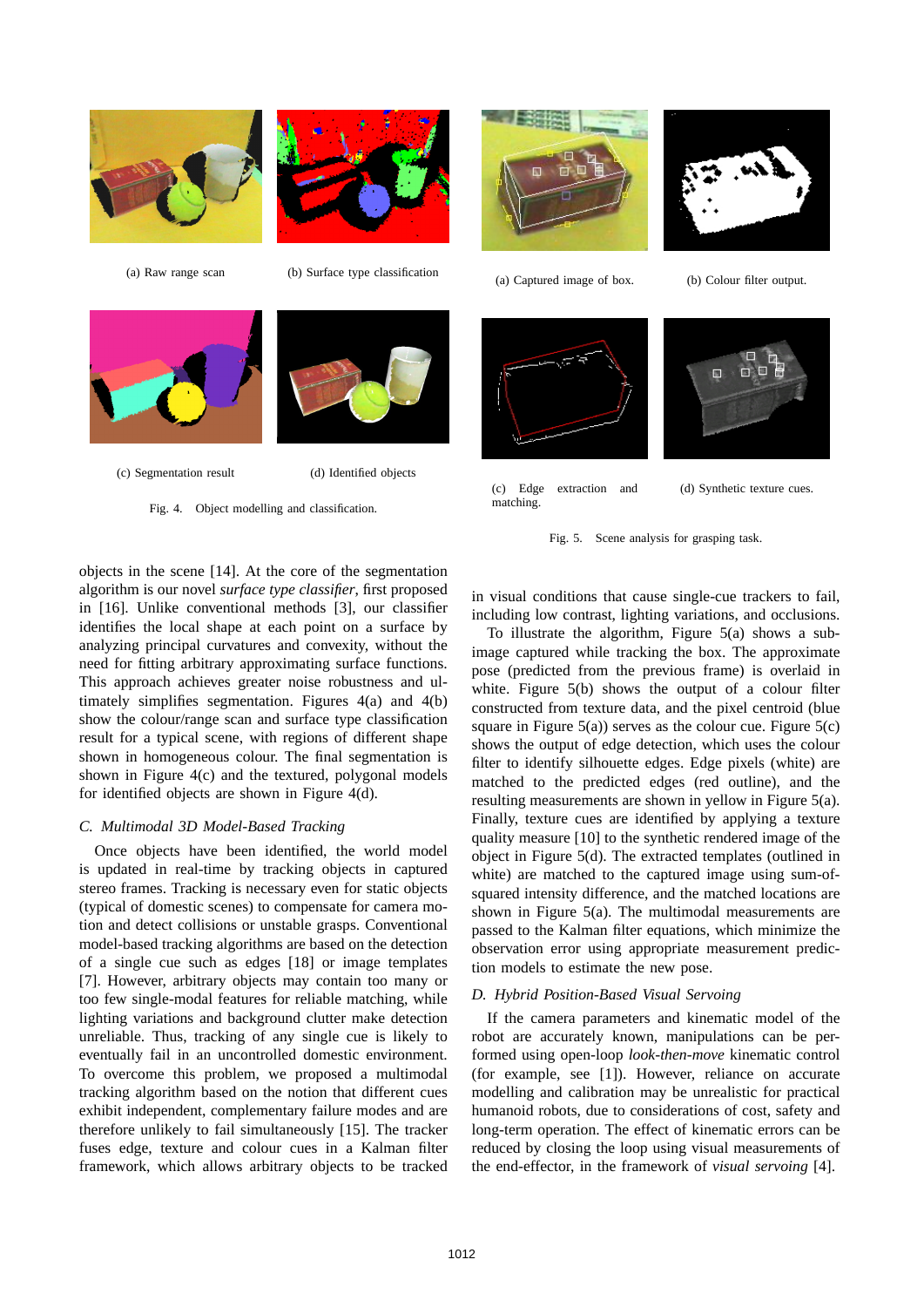(a) Raw range scan

(b) Surface type classification

(c) Segmentation result

(d) Identified objects

Fig. 4. Object modelling and classification.

(a) Captured image of box.

(b) Colour filter output.

(c) Edge extraction and matching.

(d) Synthetic texture cues.

Fig. 5. Scene analysis for grasping task.

objects in the scene [14]. At the core of the segmentation algorithm is our novel *surface type classifier*, first proposed in [16]. Unlike conventional methods [3], our classifier identifies the local shape at each point on a surface by analyzing principal curvatures and convexity, without the need for fitting arbitrary approximating surface functions. This approach achieves greater noise robustness and ultimately simplifies segmentation. Figures 4(a) and 4(b) show the colour/range scan and surface type classification result for a typical scene, with regions of different shape shown in homogeneous colour. The final segmentation is shown in Figure 4(c) and the textured, polygonal models for identified objects are shown in Figure 4(d).

### C. Multimodal 3D Model-Based Tracking

Once objects have been identified, the world model is updated in real-time by tracking objects in captured stereo frames. Tracking is necessary even for static objects (typical of domestic scenes) to compensate for camera motion and detect collisions or unstable grasps. Conventional model-based tracking algorithms are based on the detection of a single cue such as edges [18] or image templates [7]. However, arbitrary objects may contain too many or too few single-modal features for reliable matching, while lighting variations and background clutter make detection unreliable. Thus, tracking of any single cue is likely to eventually fail in an uncontrolled domestic environment. To overcome this problem, we proposed a multimodal tracking algorithm based on the notion that different cues exhibit independent, complementary failure modes and are therefore unlikely to fail simultaneously [15]. The tracker fuses edge, texture and colour cues in a Kalman filter framework, which allows arbitrary objects to be tracked in visual conditions that cause single-cue trackers to fail, including low contrast, lighting variations, and occlusions.

To illustrate the algorithm, Figure 5(a) shows a sub-image captured while tracking the box. The approximate pose (predicted from the previous frame) is overlaid in white. Figure 5(b) shows the output of a colour filter constructed from texture data, and the pixel centroid (blue square in Figure 5(a)) serves as the colour cue. Figure 5(c) shows the output of edge detection, which uses the colour filter to identify silhouette edges. Edge pixels (white) are matched to the predicted edges (red outline), and the resulting measurements are shown in yellow in Figure 5(a). Finally, texture cues are identified by applying a texture quality measure [10] to the synthetic rendered image of the object in Figure 5(d). The extracted templates (outlined in white) are matched to the captured image using sum-of-squared intensity difference, and the matched locations are shown in Figure 5(a). The multimodal measurements are passed to the Kalman filter equations, which minimize the observation error using appropriate measurement prediction models to estimate the new pose.

### D. Hybrid Position-Based Visual Servoing

If the camera parameters and kinematic model of the robot are accurately known, manipulations can be performed using open-loop *look-then-move* kinematic control (for example, see [1]). However, reliance on accurate modelling and calibration may be unrealistic for practical humanoid robots, due to considerations of cost, safety and long-term operation. The effect of kinematic errors can be reduced by closing the loop using visual measurements of the end-effector, in the framework of *visual servoing* [4].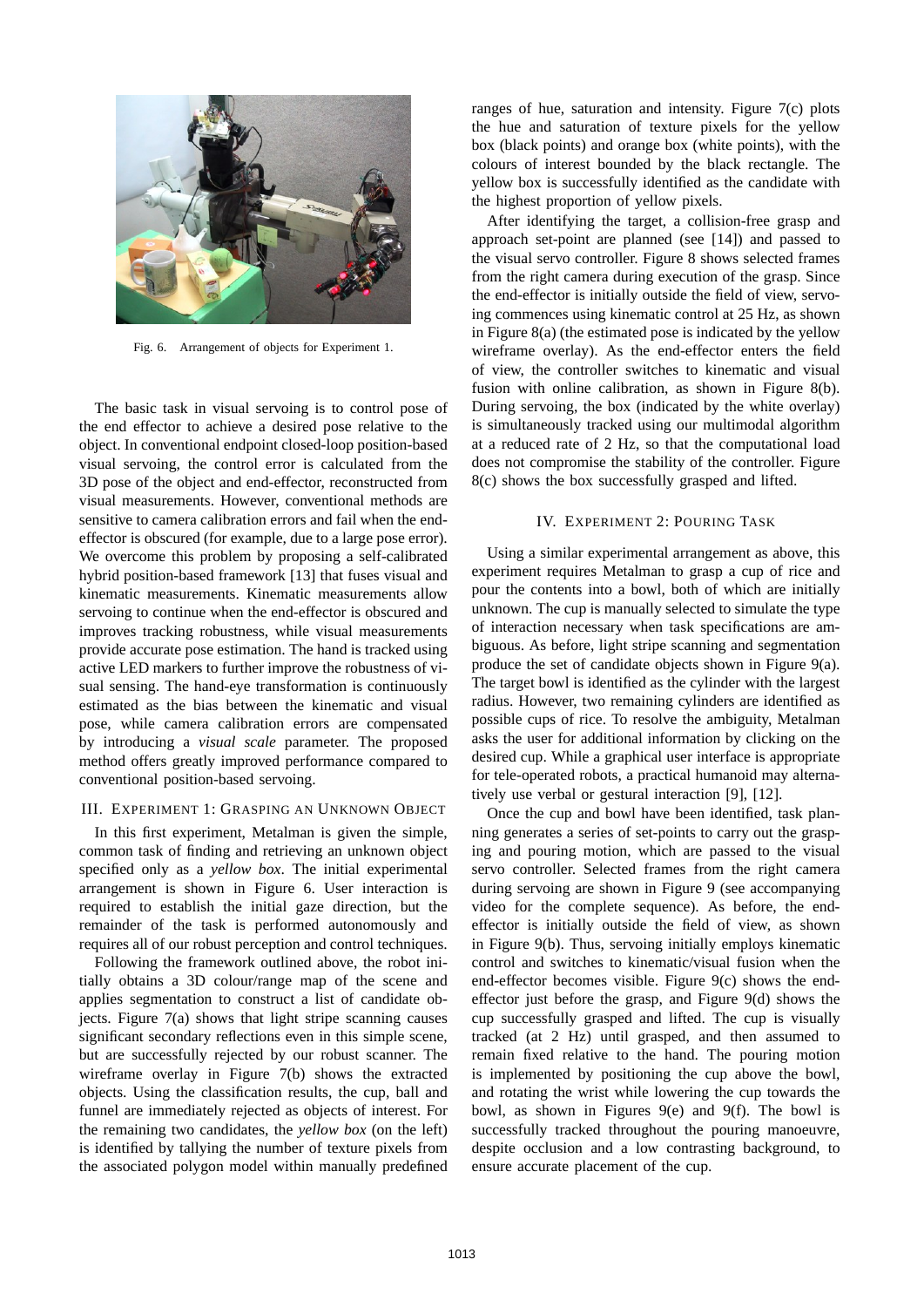Fig. 6. Arrangement of objects for Experiment 1.

The basic task in visual servoing is to control pose of the end effector to achieve a desired pose relative to the object. In conventional endpoint closed-loop position-based visual servoing, the control error is calculated from the 3D pose of the object and end-effector, reconstructed from visual measurements. However, conventional methods are sensitive to camera calibration errors and fail when the end-effector is obscured (for example, due to a large pose error). We overcome this problem by proposing a self-calibrated hybrid position-based framework [13] that fuses visual and kinematic measurements. Kinematic measurements allow servoing to continue when the end-effector is obscured and improves tracking robustness, while visual measurements provide accurate pose estimation. The hand is tracked using active LED markers to further improve the robustness of visual sensing. The hand-eye transformation is continuously estimated as the bias between the kinematic and visual pose, while camera calibration errors are compensated by introducing a *visual scale* parameter. The proposed method offers greatly improved performance compared to conventional position-based servoing.

## III. Experiment 1: Grasping an Unknown Object

In this first experiment, Metalman is given the simple, common task of finding and retrieving an unknown object specified only as a *yellow box*. The initial experimental arrangement is shown in Figure 6. User interaction is required to establish the initial gaze direction, but the remainder of the task is performed autonomously and requires all of our robust perception and control techniques.

Following the framework outlined above, the robot initially obtains a 3D colour/range map of the scene and applies segmentation to construct a list of candidate objects. Figure 7(a) shows that light stripe scanning causes significant secondary reflections even in this simple scene, but are successfully rejected by our robust scanner. The wireframe overlay in Figure 7(b) shows the extracted objects. Using the classification results, the cup, ball and funnel are immediately rejected as objects of interest. For the remaining two candidates, the *yellow box* (on the left) is identified by tallying the number of texture pixels from the associated polygon model within manually predefined ranges of hue, saturation and intensity. Figure 7(c) plots the hue and saturation of texture pixels for the yellow box (black points) and orange box (white points), with the colours of interest bounded by the black rectangle. The yellow box is successfully identified as the candidate with the highest proportion of yellow pixels.

After identifying the target, a collision-free grasp and approach set-point are planned (see [14]) and passed to the visual servo controller. Figure 8 shows selected frames from the right camera during execution of the grasp. Since the end-effector is initially outside the field of view, servoing commences using kinematic control at 25 Hz, as shown in Figure 8(a) (the estimated pose is indicated by the yellow wireframe overlay). As the end-effector enters the field of view, the controller switches to kinematic and visual fusion with online calibration, as shown in Figure 8(b). During servoing, the box (indicated by the white overlay) is simultaneously tracked using our multimodal algorithm at a reduced rate of 2 Hz, so that the computational load does not compromise the stability of the controller. Figure 8(c) shows the box successfully grasped and lifted.

## IV. Experiment 2: Pouring Task

Using a similar experimental arrangement as above, this experiment requires Metalman to grasp a cup of rice and pour the contents into a bowl, both of which are initially unknown. The cup is manually selected to simulate the type of interaction necessary when task specifications are ambiguous. As before, light stripe scanning and segmentation produce the set of candidate objects shown in Figure 9(a). The target bowl is identified as the cylinder with the largest radius. However, two remaining cylinders are identified as possible cups of rice. To resolve the ambiguity, Metalman asks the user for additional information by clicking on the desired cup. While a graphical user interface is appropriate for tele-operated robots, a practical humanoid may alternatively use verbal or gestural interaction [9], [12].

Once the cup and bowl have been identified, task planning generates a series of set-points to carry out the grasping and pouring motion, which are passed to the visual servo controller. Selected frames from the right camera during servoing are shown in Figure 9 (see accompanying video for the complete sequence). As before, the end-effector is initially outside the field of view, as shown in Figure 9(b). Thus, servoing initially employs kinematic control and switches to kinematic/visual fusion when the end-effector becomes visible. Figure 9(c) shows the end-effector just before the grasp, and Figure 9(d) shows the cup successfully grasped and lifted. The cup is visually tracked (at 2 Hz) until grasped, and then assumed to remain fixed relative to the hand. The pouring motion is implemented by positioning the cup above the bowl, and rotating the wrist while lowering the cup towards the bowl, as shown in Figures 9(e) and 9(f). The bowl is successfully tracked throughout the pouring manoeuvre, despite occlusion and a low contrasting background, to ensure accurate placement of the cup.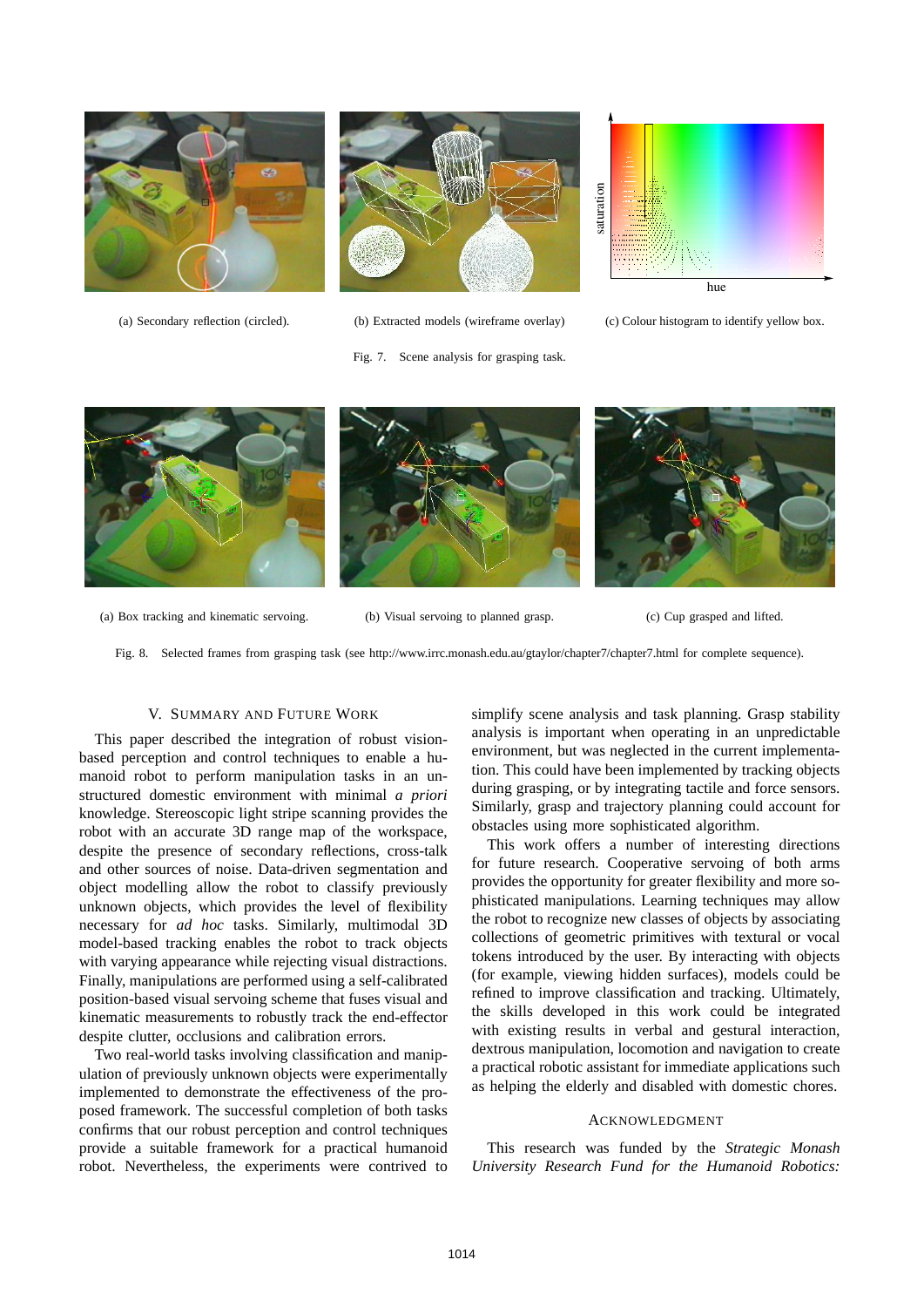(a) Secondary reflection (circled).

(b) Extracted models (wireframe overlay)

(c) Colour histogram to identify yellow box.

Fig. 7. Scene analysis for grasping task.

(a) Box tracking and kinematic servoing.

(b) Visual servoing to planned grasp.

(c) Cup grasped and lifted.

Fig. 8. Selected frames from grasping task (see http://www.irrc.monash.edu.au/gtaylor/chapter7/chapter7.html for complete sequence).

## V. Summary and Future Work

This paper described the integration of robust vision-based perception and control techniques to enable a humanoid robot to perform manipulation tasks in an unstructured domestic environment with minimal *a priori* knowledge. Stereoscopic light stripe scanning provides the robot with an accurate 3D range map of the workspace, despite the presence of secondary reflections, cross-talk and other sources of noise. Data-driven segmentation and object modelling allow the robot to classify previously unknown objects, which provides the level of flexibility necessary for *ad hoc* tasks. Similarly, multimodal 3D model-based tracking enables the robot to track objects with varying appearance while rejecting visual distractions. Finally, manipulations are performed using a self-calibrated position-based visual servoing scheme that fuses visual and kinematic measurements to robustly track the end-effector despite clutter, occlusions and calibration errors.

Two real-world tasks involving classification and manipulation of previously unknown objects were experimentally implemented to demonstrate the effectiveness of the proposed framework. The successful completion of both tasks confirms that our robust perception and control techniques provide a suitable framework for a practical humanoid robot. Nevertheless, the experiments were contrived to simplify scene analysis and task planning. Grasp stability analysis is important when operating in an unpredictable environment, but was neglected in the current implementation. This could have been implemented by tracking objects during grasping, or by integrating tactile and force sensors. Similarly, grasp and trajectory planning could account for obstacles using more sophisticated algorithm.

This work offers a number of interesting directions for future research. Cooperative servoing of both arms provides the opportunity for greater flexibility and more sophisticated manipulations. Learning techniques may allow the robot to recognize new classes of objects by associating collections of geometric primitives with textural or vocal tokens introduced by the user. By interacting with objects (for example, viewing hidden surfaces), models could be refined to improve classification and tracking. Ultimately, the skills developed in this work could be integrated with existing results in verbal and gestural interaction, dextrous manipulation, locomotion and navigation to create a practical robotic assistant for immediate applications such as helping the elderly and disabled with domestic chores.

## Acknowledgment

This research was funded by the *Strategic Monash University Research Fund for the Humanoid Robotics:*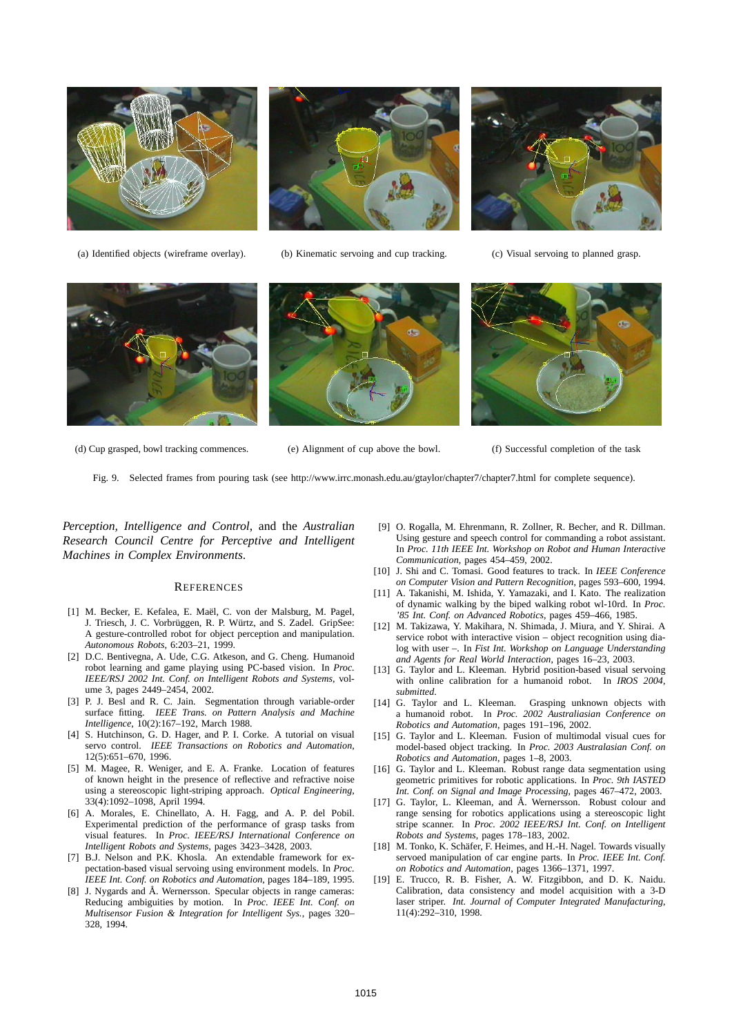(a) Identified objects (wireframe overlay).

(b) Kinematic servoing and cup tracking.

(c) Visual servoing to planned grasp.

(d) Cup grasped, bowl tracking commences.

(e) Alignment of cup above the bowl.

(f) Successful completion of the task

Fig. 9. Selected frames from pouring task (see http://www.irrc.monash.edu.au/gtaylor/chapter7/chapter7.html for complete sequence).

*Perception, Intelligence and Control*, and the *Australian Research Council Centre for Perceptive and Intelligent Machines in Complex Environments*.

## References

[1] M. Becker, E. Kefalea, E. Maël, C. von der Malsburg, M. Pagel, J. Triesch, J. C. Vorbrüggen, R. P. Würtz, and S. Zadel. GripSee: A gesture-controlled robot for object perception and manipulation. *Autonomous Robots*, 6:203–21, 1999.

[2] D.C. Bentivegna, A. Ude, C.G. Atkeson, and G. Cheng. Humanoid robot learning and game playing using PC-based vision. In *Proc. IEEE/RSJ 2002 Int. Conf. on Intelligent Robots and Systems*, volume 3, pages 2449–2454, 2002.

[3] P. J. Besl and R. C. Jain. Segmentation through variable-order surface fitting. *IEEE Trans. on Pattern Analysis and Machine Intelligence*, 10(2):167–192, March 1988.

[4] S. Hutchinson, G. D. Hager, and P. I. Corke. A tutorial on visual servo control. *IEEE Transactions on Robotics and Automation*, 12(5):651–670, 1996.

[5] M. Magee, R. Weniger, and E. A. Franke. Location of features of known height in the presence of reflective and refractive noise using a stereoscopic light-striping approach. *Optical Engineering*, 33(4):1092–1098, April 1994.

[6] A. Morales, E. Chinellato, A. H. Fagg, and A. P. del Pobil. Experimental prediction of the performance of grasp tasks from visual features. In *Proc. IEEE/RSJ International Conference on Intelligent Robots and Systems*, pages 3423–3428, 2003.

[7] B.J. Nelson and P.K. Khosla. An extendable framework for expectation-based visual servoing using environment models. In *Proc. IEEE Int. Conf. on Robotics and Automation*, pages 184–189, 1995.

[8] J. Nygards and Å. Wernersson. Specular objects in range cameras: Reducing ambiguities by motion. In *Proc. IEEE Int. Conf. on Multisensor Fusion & Integration for Intelligent Sys.*, pages 320–328, 1994.

[9] O. Rogalla, M. Ehrenmann, R. Zollner, R. Becher, and R. Dillman. Using gesture and speech control for commanding a robot assistant. In *Proc. 11th IEEE Int. Workshop on Robot and Human Interactive Communication*, pages 454–459, 2002.

[10] J. Shi and C. Tomasi. Good features to track. In *IEEE Conference on Computer Vision and Pattern Recognition*, pages 593–600, 1994.

[11] A. Takanishi, M. Ishida, Y. Yamazaki, and I. Kato. The realization of dynamic walking by the biped walking robot wl-10rd. In *Proc. '85 Int. Conf. on Advanced Robotics*, pages 459–466, 1985.

[12] M. Takizawa, Y. Makihara, N. Shimada, J. Miura, and Y. Shirai. A service robot with interactive vision – object recognition using dialog with user –. In *Fist Int. Workshop on Language Understanding and Agents for Real World Interaction*, pages 16–23, 2003.

[13] G. Taylor and L. Kleeman. Hybrid position-based visual servoing with online calibration for a humanoid robot. In *IROS 2004, submitted*.

[14] G. Taylor and L. Kleeman. Grasping unknown objects with a humanoid robot. In *Proc. 2002 Australiasian Conference on Robotics and Automation*, pages 191–196, 2002.

[15] G. Taylor and L. Kleeman. Fusion of multimodal visual cues for model-based object tracking. In *Proc. 2003 Australasian Conf. on Robotics and Automation*, pages 1–8, 2003.

[16] G. Taylor and L. Kleeman. Robust range data segmentation using geometric primitives for robotic applications. In *Proc. 9th IASTED Int. Conf. on Signal and Image Processing*, pages 467–472, 2003.

[17] G. Taylor, L. Kleeman, and Å. Wernersson. Robust colour and range sensing for robotics applications using a stereoscopic light stripe scanner. In *Proc. 2002 IEEE/RSJ Int. Conf. on Intelligent Robots and Systems*, pages 178–183, 2002.

[18] M. Tonko, K. Schäfer, F. Heimes, and H.-H. Nagel. Towards visually servoed manipulation of car engine parts. In *Proc. IEEE Int. Conf. on Robotics and Automation*, pages 1366–1371, 1997.

[19] E. Trucco, R. B. Fisher, A. W. Fitzgibbon, and D. K. Naidu. Calibration, data consistency and model acquisition with a 3-D laser striper. *Int. Journal of Computer Integrated Manufacturing*, 11(4):292–310, 1998.